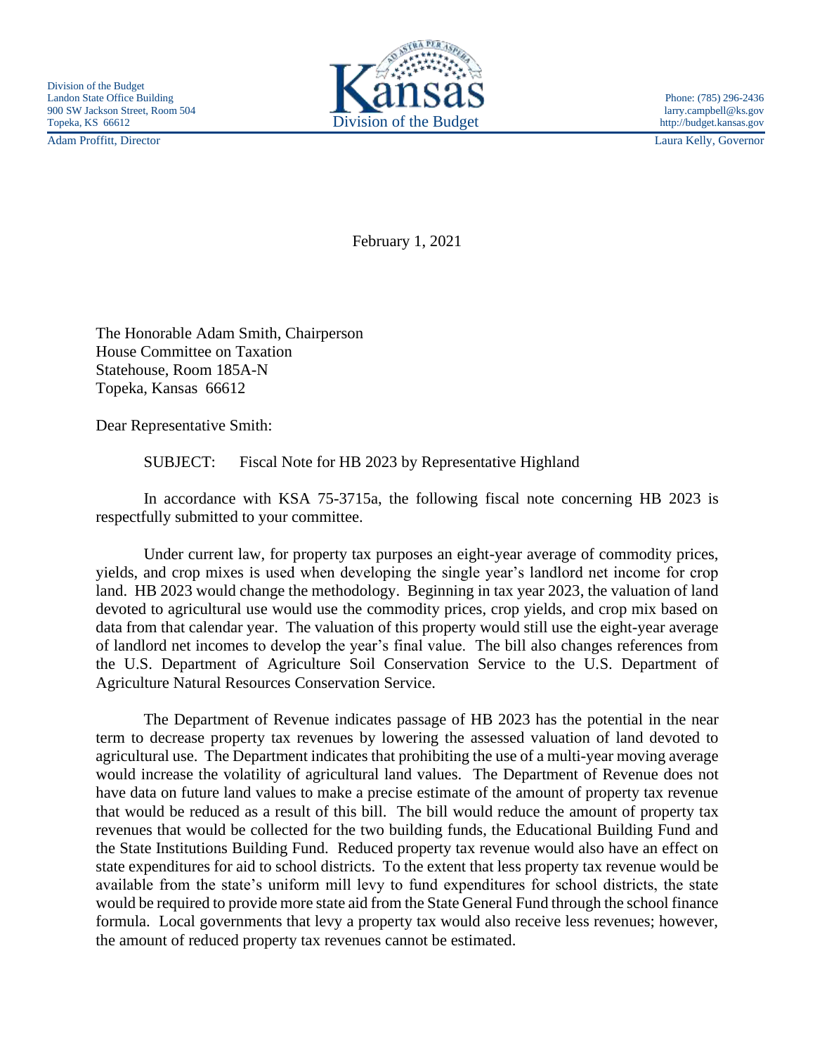Division of the Budget
Landon State Office Building
900 SW Jackson Street, Room 504
Topeka, KS 66612

Adam Proffitt, Director

Kansas
Division of the Budget

Phone: (785) 296-2436
larry.campbell@ks.gov
http://budget.kansas.gov

Laura Kelly, Governor

February 1, 2021

The Honorable Adam Smith, Chairperson
House Committee on Taxation
Statehouse, Room 185A-N
Topeka, Kansas 66612

Dear Representative Smith:

SUBJECT: Fiscal Note for HB 2023 by Representative Highland

In accordance with KSA 75-3715a, the following fiscal note concerning HB 2023 is respectfully submitted to your committee.

Under current law, for property tax purposes an eight-year average of commodity prices, yields, and crop mixes is used when developing the single year's landlord net income for crop land. HB 2023 would change the methodology. Beginning in tax year 2023, the valuation of land devoted to agricultural use would use the commodity prices, crop yields, and crop mix based on data from that calendar year. The valuation of this property would still use the eight-year average of landlord net incomes to develop the year's final value. The bill also changes references from the U.S. Department of Agriculture Soil Conservation Service to the U.S. Department of Agriculture Natural Resources Conservation Service.

The Department of Revenue indicates passage of HB 2023 has the potential in the near term to decrease property tax revenues by lowering the assessed valuation of land devoted to agricultural use. The Department indicates that prohibiting the use of a multi-year moving average would increase the volatility of agricultural land values. The Department of Revenue does not have data on future land values to make a precise estimate of the amount of property tax revenue that would be reduced as a result of this bill. The bill would reduce the amount of property tax revenues that would be collected for the two building funds, the Educational Building Fund and the State Institutions Building Fund. Reduced property tax revenue would also have an effect on state expenditures for aid to school districts. To the extent that less property tax revenue would be available from the state's uniform mill levy to fund expenditures for school districts, the state would be required to provide more state aid from the State General Fund through the school finance formula. Local governments that levy a property tax would also receive less revenues; however, the amount of reduced property tax revenues cannot be estimated.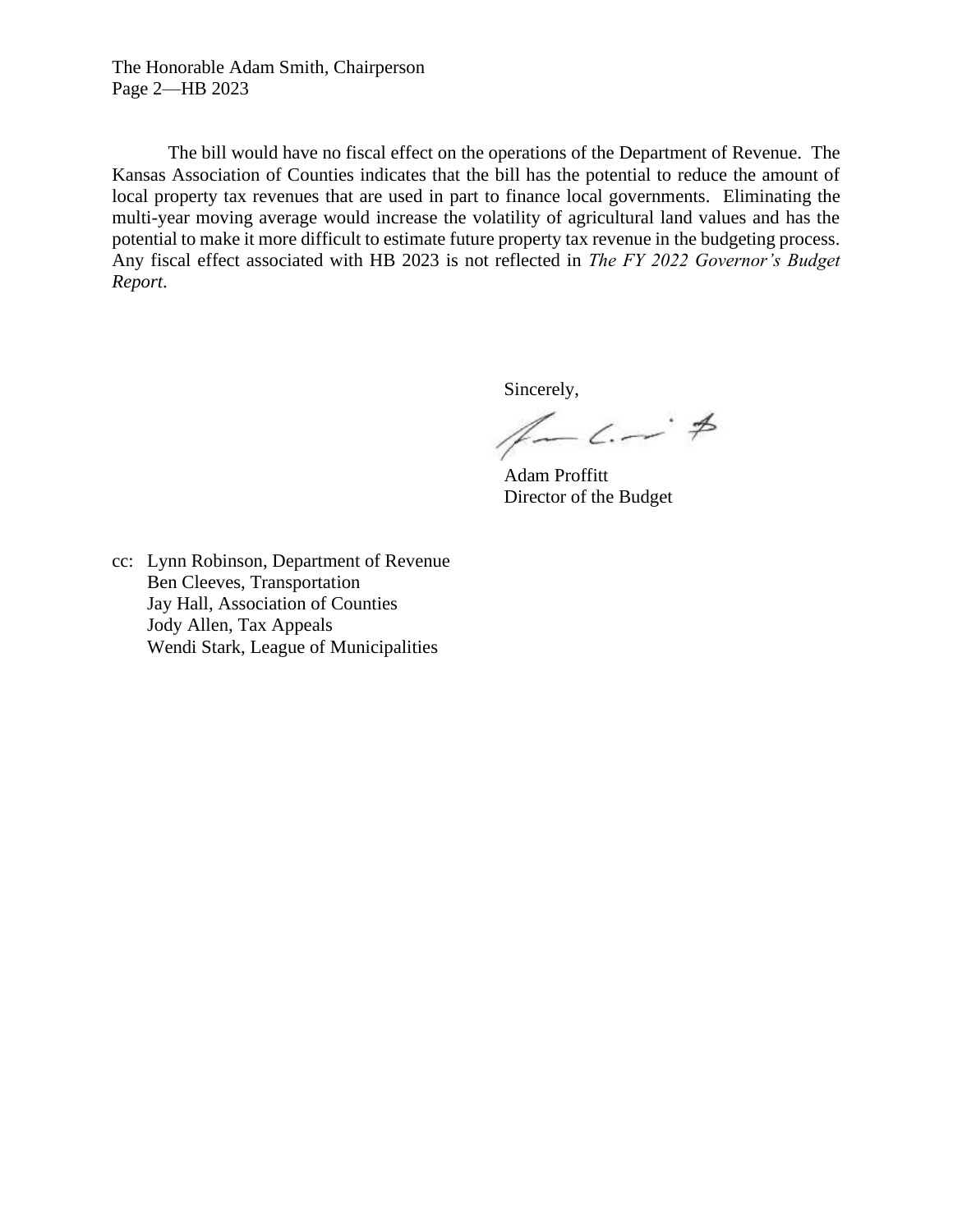The bill would have no fiscal effect on the operations of the Department of Revenue. The Kansas Association of Counties indicates that the bill has the potential to reduce the amount of local property tax revenues that are used in part to finance local governments. Eliminating the multi-year moving average would increase the volatility of agricultural land values and has the potential to make it more difficult to estimate future property tax revenue in the budgeting process. Any fiscal effect associated with HB 2023 is not reflected in *The FY 2022 Governor's Budget Report*.

Sincerely,

Adam Proffitt
Director of the Budget

cc: Lynn Robinson, Department of Revenue
Ben Cleeves, Transportation
Jay Hall, Association of Counties
Jody Allen, Tax Appeals
Wendi Stark, League of Municipalities